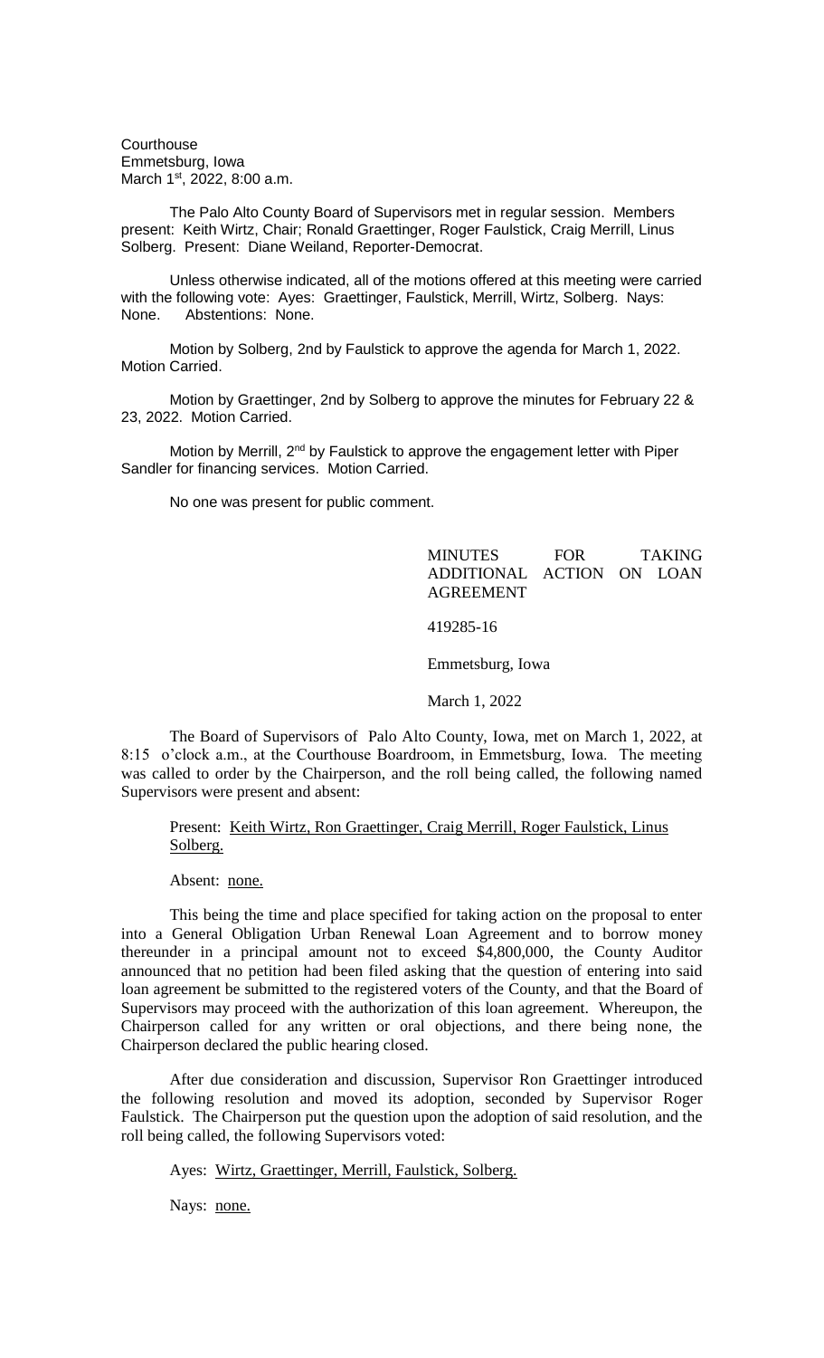Courthouse
Emmetsburg, Iowa
March 1st, 2022, 8:00 a.m.

The Palo Alto County Board of Supervisors met in regular session. Members present: Keith Wirtz, Chair; Ronald Graettinger, Roger Faulstick, Craig Merrill, Linus Solberg. Present: Diane Weiland, Reporter-Democrat.

Unless otherwise indicated, all of the motions offered at this meeting were carried with the following vote: Ayes: Graettinger, Faulstick, Merrill, Wirtz, Solberg. Nays: None. Abstentions: None.

Motion by Solberg, 2nd by Faulstick to approve the agenda for March 1, 2022. Motion Carried.

Motion by Graettinger, 2nd by Solberg to approve the minutes for February 22 & 23, 2022. Motion Carried.

Motion by Merrill, 2nd by Faulstick to approve the engagement letter with Piper Sandler for financing services. Motion Carried.

No one was present for public comment.

MINUTES FOR TAKING ADDITIONAL ACTION ON LOAN AGREEMENT

419285-16

Emmetsburg, Iowa

March 1, 2022

The Board of Supervisors of Palo Alto County, Iowa, met on March 1, 2022, at 8:15 o'clock a.m., at the Courthouse Boardroom, in Emmetsburg, Iowa. The meeting was called to order by the Chairperson, and the roll being called, the following named Supervisors were present and absent:

Present: Keith Wirtz, Ron Graettinger, Craig Merrill, Roger Faulstick, Linus Solberg.

Absent: none.

This being the time and place specified for taking action on the proposal to enter into a General Obligation Urban Renewal Loan Agreement and to borrow money thereunder in a principal amount not to exceed $4,800,000, the County Auditor announced that no petition had been filed asking that the question of entering into said loan agreement be submitted to the registered voters of the County, and that the Board of Supervisors may proceed with the authorization of this loan agreement. Whereupon, the Chairperson called for any written or oral objections, and there being none, the Chairperson declared the public hearing closed.

After due consideration and discussion, Supervisor Ron Graettinger introduced the following resolution and moved its adoption, seconded by Supervisor Roger Faulstick. The Chairperson put the question upon the adoption of said resolution, and the roll being called, the following Supervisors voted:

Ayes: Wirtz, Graettinger, Merrill, Faulstick, Solberg.

Nays: none.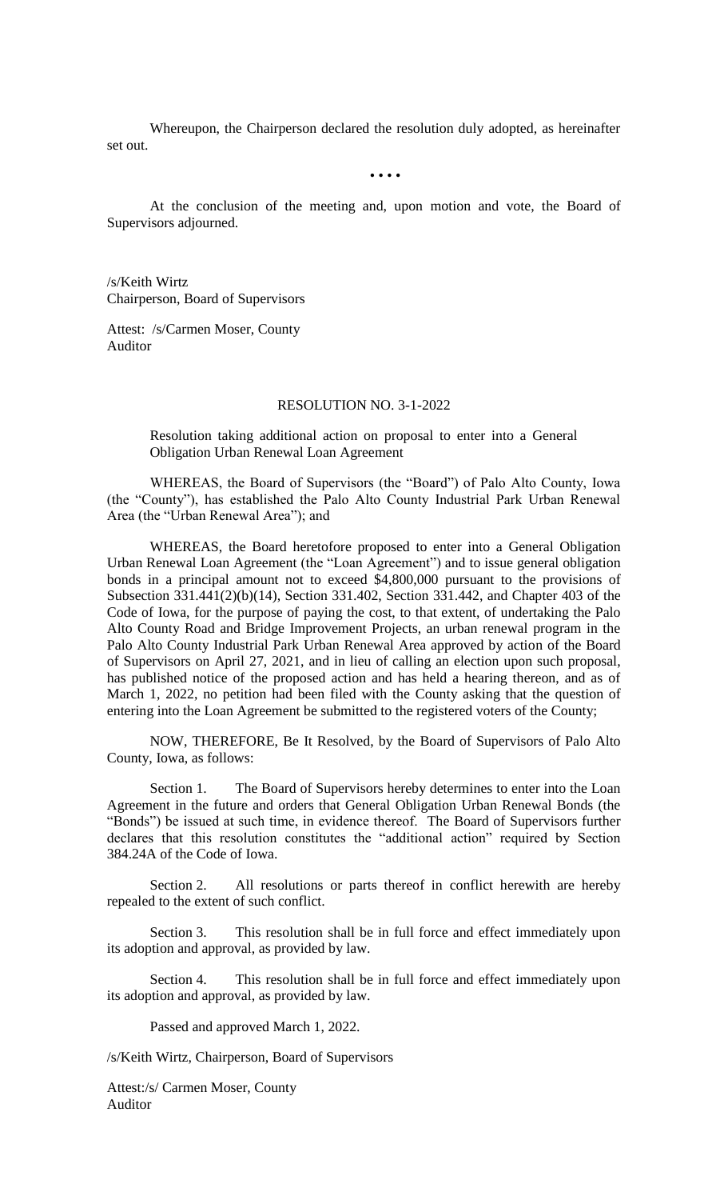Whereupon, the Chairperson declared the resolution duly adopted, as hereinafter set out.

• • • •

At the conclusion of the meeting and, upon motion and vote, the Board of Supervisors adjourned.

/s/Keith Wirtz
Chairperson, Board of Supervisors

Attest: /s/Carmen Moser, County Auditor

RESOLUTION NO. 3-1-2022

Resolution taking additional action on proposal to enter into a General Obligation Urban Renewal Loan Agreement

WHEREAS, the Board of Supervisors (the "Board") of Palo Alto County, Iowa (the "County"), has established the Palo Alto County Industrial Park Urban Renewal Area (the "Urban Renewal Area"); and

WHEREAS, the Board heretofore proposed to enter into a General Obligation Urban Renewal Loan Agreement (the "Loan Agreement") and to issue general obligation bonds in a principal amount not to exceed $4,800,000 pursuant to the provisions of Subsection 331.441(2)(b)(14), Section 331.402, Section 331.442, and Chapter 403 of the Code of Iowa, for the purpose of paying the cost, to that extent, of undertaking the Palo Alto County Road and Bridge Improvement Projects, an urban renewal program in the Palo Alto County Industrial Park Urban Renewal Area approved by action of the Board of Supervisors on April 27, 2021, and in lieu of calling an election upon such proposal, has published notice of the proposed action and has held a hearing thereon, and as of March 1, 2022, no petition had been filed with the County asking that the question of entering into the Loan Agreement be submitted to the registered voters of the County;

NOW, THEREFORE, Be It Resolved, by the Board of Supervisors of Palo Alto County, Iowa, as follows:

Section 1. The Board of Supervisors hereby determines to enter into the Loan Agreement in the future and orders that General Obligation Urban Renewal Bonds (the "Bonds") be issued at such time, in evidence thereof. The Board of Supervisors further declares that this resolution constitutes the "additional action" required by Section 384.24A of the Code of Iowa.

Section 2. All resolutions or parts thereof in conflict herewith are hereby repealed to the extent of such conflict.

Section 3. This resolution shall be in full force and effect immediately upon its adoption and approval, as provided by law.

Section 4. This resolution shall be in full force and effect immediately upon its adoption and approval, as provided by law.

Passed and approved March 1, 2022.

/s/Keith Wirtz, Chairperson, Board of Supervisors

Attest:/s/ Carmen Moser, County Auditor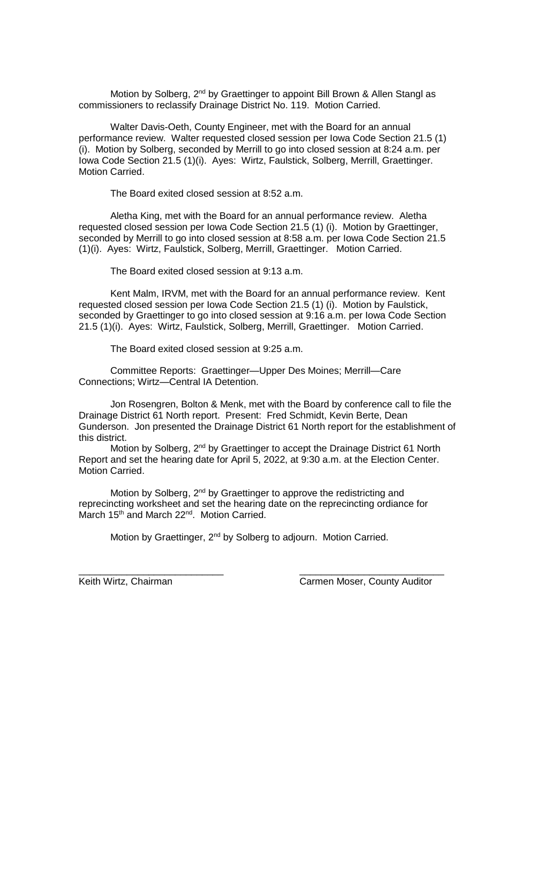Motion by Solberg, 2nd by Graettinger to appoint Bill Brown & Allen Stangl as commissioners to reclassify Drainage District No. 119. Motion Carried.

Walter Davis-Oeth, County Engineer, met with the Board for an annual performance review. Walter requested closed session per Iowa Code Section 21.5 (1) (i). Motion by Solberg, seconded by Merrill to go into closed session at 8:24 a.m. per Iowa Code Section 21.5 (1)(i). Ayes: Wirtz, Faulstick, Solberg, Merrill, Graettinger. Motion Carried.

The Board exited closed session at 8:52 a.m.

Aletha King, met with the Board for an annual performance review. Aletha requested closed session per Iowa Code Section 21.5 (1) (i). Motion by Graettinger, seconded by Merrill to go into closed session at 8:58 a.m. per Iowa Code Section 21.5 (1)(i). Ayes: Wirtz, Faulstick, Solberg, Merrill, Graettinger. Motion Carried.

The Board exited closed session at 9:13 a.m.

Kent Malm, IRVM, met with the Board for an annual performance review. Kent requested closed session per Iowa Code Section 21.5 (1) (i). Motion by Faulstick, seconded by Graettinger to go into closed session at 9:16 a.m. per Iowa Code Section 21.5 (1)(i). Ayes: Wirtz, Faulstick, Solberg, Merrill, Graettinger. Motion Carried.

The Board exited closed session at 9:25 a.m.

Committee Reports: Graettinger—Upper Des Moines; Merrill—Care Connections; Wirtz—Central IA Detention.

Jon Rosengren, Bolton & Menk, met with the Board by conference call to file the Drainage District 61 North report. Present: Fred Schmidt, Kevin Berte, Dean Gunderson. Jon presented the Drainage District 61 North report for the establishment of this district.

Motion by Solberg, 2nd by Graettinger to accept the Drainage District 61 North Report and set the hearing date for April 5, 2022, at 9:30 a.m. at the Election Center. Motion Carried.

Motion by Solberg, 2nd by Graettinger to approve the redistricting and reprecincting worksheet and set the hearing date on the reprecincting ordiance for March 15th and March 22nd. Motion Carried.

Motion by Graettinger, 2nd by Solberg to adjourn. Motion Carried.

\_\_\_\_\_\_\_\_\_\_\_\_\_\_\_\_\_\_\_\_\_\_\_\_\_\_\_ \_\_\_\_\_\_\_\_\_\_\_\_\_\_\_\_\_\_\_\_\_\_\_\_\_\_\_

Keith Wirtz, Chairman Carmen Moser, County Auditor